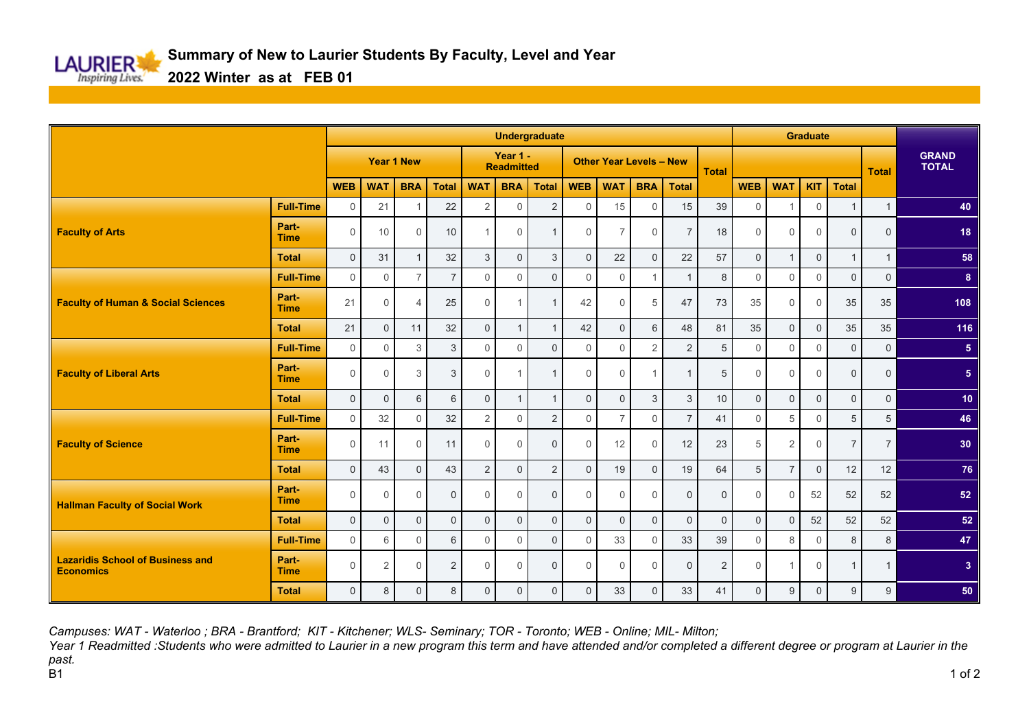# Summary of New to Laurier Students By Faculty, Level and Year

## 2022 Winter as at FEB 01

| | | Undergraduate | | | | | | | | | | | | Graduate | | | | | GRAND TOTAL |
|---|---|---|---|---|---|---|---|---|---|---|---|---|---|---|---|---|---|---|---|
| | | Year 1 New | | | | Year 1 - Readmitted | | | Other Year Levels – New | | | | Total | | | | | Total | |
| | | WEB | WAT | BRA | Total | WAT | BRA | Total | WEB | WAT | BRA | Total | | WEB | WAT | KIT | Total | | |
| Faculty of Arts | Full-Time | 0 | 21 | 1 | 22 | 2 | 0 | 2 | 0 | 15 | 0 | 15 | 39 | 0 | 1 | 0 | 1 | 1 | 40 |
| | Part-Time | 0 | 10 | 0 | 10 | 1 | 0 | 1 | 0 | 7 | 0 | 7 | 18 | 0 | 0 | 0 | 0 | 0 | 18 |
| | Total | 0 | 31 | 1 | 32 | 3 | 0 | 3 | 0 | 22 | 0 | 22 | 57 | 0 | 1 | 0 | 1 | 1 | 58 |
| Faculty of Human & Social Sciences | Full-Time | 0 | 0 | 7 | 7 | 0 | 0 | 0 | 0 | 0 | 1 | 1 | 8 | 0 | 0 | 0 | 0 | 0 | 8 |
| | Part-Time | 21 | 0 | 4 | 25 | 0 | 1 | 1 | 42 | 0 | 5 | 47 | 73 | 35 | 0 | 0 | 35 | 35 | 108 |
| | Total | 21 | 0 | 11 | 32 | 0 | 1 | 1 | 42 | 0 | 6 | 48 | 81 | 35 | 0 | 0 | 35 | 35 | 116 |
| Faculty of Liberal Arts | Full-Time | 0 | 0 | 3 | 3 | 0 | 0 | 0 | 0 | 0 | 2 | 2 | 5 | 0 | 0 | 0 | 0 | 0 | 5 |
| | Part-Time | 0 | 0 | 3 | 3 | 0 | 1 | 1 | 0 | 0 | 1 | 1 | 5 | 0 | 0 | 0 | 0 | 0 | 5 |
| | Total | 0 | 0 | 6 | 6 | 0 | 1 | 1 | 0 | 0 | 3 | 3 | 10 | 0 | 0 | 0 | 0 | 0 | 10 |
| Faculty of Science | Full-Time | 0 | 32 | 0 | 32 | 2 | 0 | 2 | 0 | 7 | 0 | 7 | 41 | 0 | 5 | 0 | 5 | 5 | 46 |
| | Part-Time | 0 | 11 | 0 | 11 | 0 | 0 | 0 | 0 | 12 | 0 | 12 | 23 | 5 | 2 | 0 | 7 | 7 | 30 |
| | Total | 0 | 43 | 0 | 43 | 2 | 0 | 2 | 0 | 19 | 0 | 19 | 64 | 5 | 7 | 0 | 12 | 12 | 76 |
| Hallman Faculty of Social Work | Part-Time | 0 | 0 | 0 | 0 | 0 | 0 | 0 | 0 | 0 | 0 | 0 | 0 | 0 | 0 | 52 | 52 | 52 | 52 |
| | Total | 0 | 0 | 0 | 0 | 0 | 0 | 0 | 0 | 0 | 0 | 0 | 0 | 0 | 0 | 52 | 52 | 52 | 52 |
| Lazaridis School of Business and Economics | Full-Time | 0 | 6 | 0 | 6 | 0 | 0 | 0 | 0 | 33 | 0 | 33 | 39 | 0 | 8 | 0 | 8 | 8 | 47 |
| | Part-Time | 0 | 2 | 0 | 2 | 0 | 0 | 0 | 0 | 0 | 0 | 0 | 2 | 0 | 1 | 0 | 1 | 1 | 3 |
| | Total | 0 | 8 | 0 | 8 | 0 | 0 | 0 | 0 | 33 | 0 | 33 | 41 | 0 | 9 | 0 | 9 | 9 | 50 |

*Campuses: WAT - Waterloo ; BRA - Brantford; KIT - Kitchener; WLS- Seminary; TOR - Toronto; WEB - Online; MIL- Milton;*

*Year 1 Readmitted :Students who were admitted to Laurier in a new program this term and have attended and/or completed a different degree or program at Laurier in the past.*

B1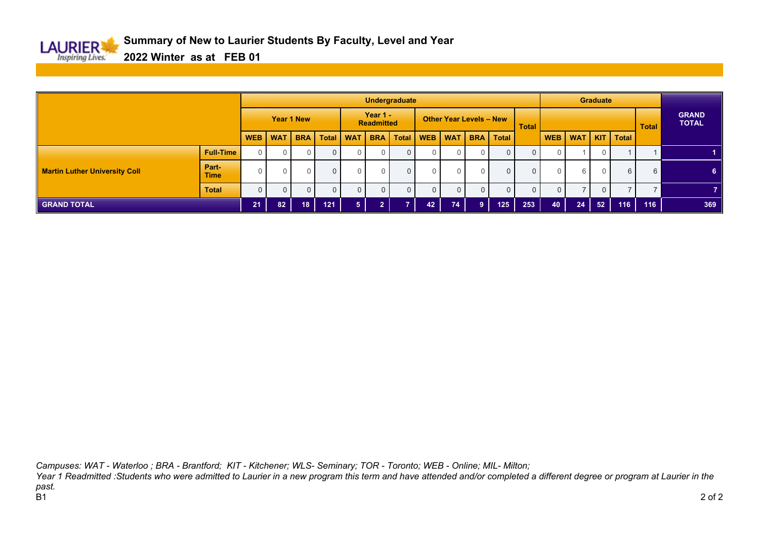# Summary of New to Laurier Students By Faculty, Level and Year

## 2022 Winter as at FEB 01

| | | Undergraduate | | | | | | | | | | | | | Graduate | | | | | GRAND TOTAL |
|---|---|---|---|---|---|---|---|---|---|---|---|---|---|---|---|---|---|---|---|---|
| | | Year 1 New | | | | Year 1 - Readmitted | | | Other Year Levels – New | | | | Total | | | | | Total | |
| | | WEB | WAT | BRA | Total | WAT | BRA | Total | WEB | WAT | BRA | Total | | WEB | WAT | KIT | Total | | |
| Martin Luther University Coll | Full-Time | 0 | 0 | 0 | 0 | 0 | 0 | 0 | 0 | 0 | 0 | 0 | 0 | 0 | 1 | 0 | 1 | 1 | 1 |
| | Part-Time | 0 | 0 | 0 | 0 | 0 | 0 | 0 | 0 | 0 | 0 | 0 | 0 | 0 | 6 | 0 | 6 | 6 | 6 |
| | Total | 0 | 0 | 0 | 0 | 0 | 0 | 0 | 0 | 0 | 0 | 0 | 0 | 0 | 7 | 0 | 7 | 7 | 7 |
| GRAND TOTAL | | 21 | 82 | 18 | 121 | 5 | 2 | 7 | 42 | 74 | 9 | 125 | 253 | 40 | 24 | 52 | 116 | 116 | 369 |

*Campuses: WAT - Waterloo ; BRA - Brantford; KIT - Kitchener; WLS- Seminary; TOR - Toronto; WEB - Online; MIL- Milton;*

*Year 1 Readmitted :Students who were admitted to Laurier in a new program this term and have attended and/or completed a different degree or program at Laurier in the past.*

B1